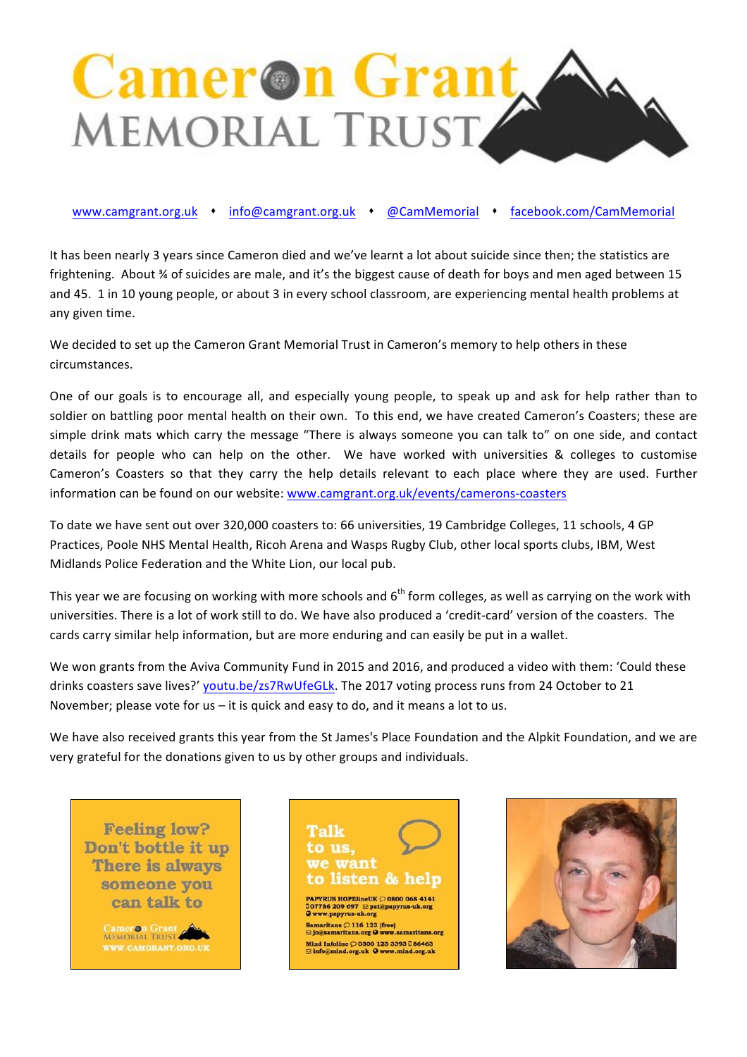# Cameron Grant MEMORIAL TRUST

www.camgrant.org.uk • info@camgrant.org.uk • @CamMemorial • facebook.com/CamMemorial

It has been nearly 3 years since Cameron died and we've learnt a lot about suicide since then; the statistics are frightening. About ¾ of suicides are male, and it's the biggest cause of death for boys and men aged between 15 and 45. 1 in 10 young people, or about 3 in every school classroom, are experiencing mental health problems at any given time.

We decided to set up the Cameron Grant Memorial Trust in Cameron's memory to help others in these circumstances.

One of our goals is to encourage all, and especially young people, to speak up and ask for help rather than to soldier on battling poor mental health on their own. To this end, we have created Cameron's Coasters; these are simple drink mats which carry the message "There is always someone you can talk to" on one side, and contact details for people who can help on the other. We have worked with universities & colleges to customise Cameron's Coasters so that they carry the help details relevant to each place where they are used. Further information can be found on our website: www.camgrant.org.uk/events/camerons-coasters

To date we have sent out over 320,000 coasters to: 66 universities, 19 Cambridge Colleges, 11 schools, 4 GP Practices, Poole NHS Mental Health, Ricoh Arena and Wasps Rugby Club, other local sports clubs, IBM, West Midlands Police Federation and the White Lion, our local pub.

This year we are focusing on working with more schools and 6th form colleges, as well as carrying on the work with universities. There is a lot of work still to do. We have also produced a 'credit-card' version of the coasters. The cards carry similar help information, but are more enduring and can easily be put in a wallet.

We won grants from the Aviva Community Fund in 2015 and 2016, and produced a video with them: 'Could these drinks coasters save lives?' youtu.be/zs7RwUfeGLk. The 2017 voting process runs from 24 October to 21 November; please vote for us – it is quick and easy to do, and it means a lot to us.

We have also received grants this year from the St James's Place Foundation and the Alpkit Foundation, and we are very grateful for the donations given to us by other groups and individuals.

Feeling low?
Don't bottle it up
There is always someone you can talk to

Cameron Grant MEMORIAL TRUST
WWW.CAMGRANT.ORG.UK

Talk to us, we want to listen & help

PAPYRUS HOPElineUK 0800 068 4141
07786 209 697 pat@papyrus-uk.org
www.papyrus-uk.org

Samaritans 116 123 (free)
jo@samaritans.org www.samaritans.org

Mind Infoline 0300 123 3393 86463
info@mind.org.uk www.mind.org.uk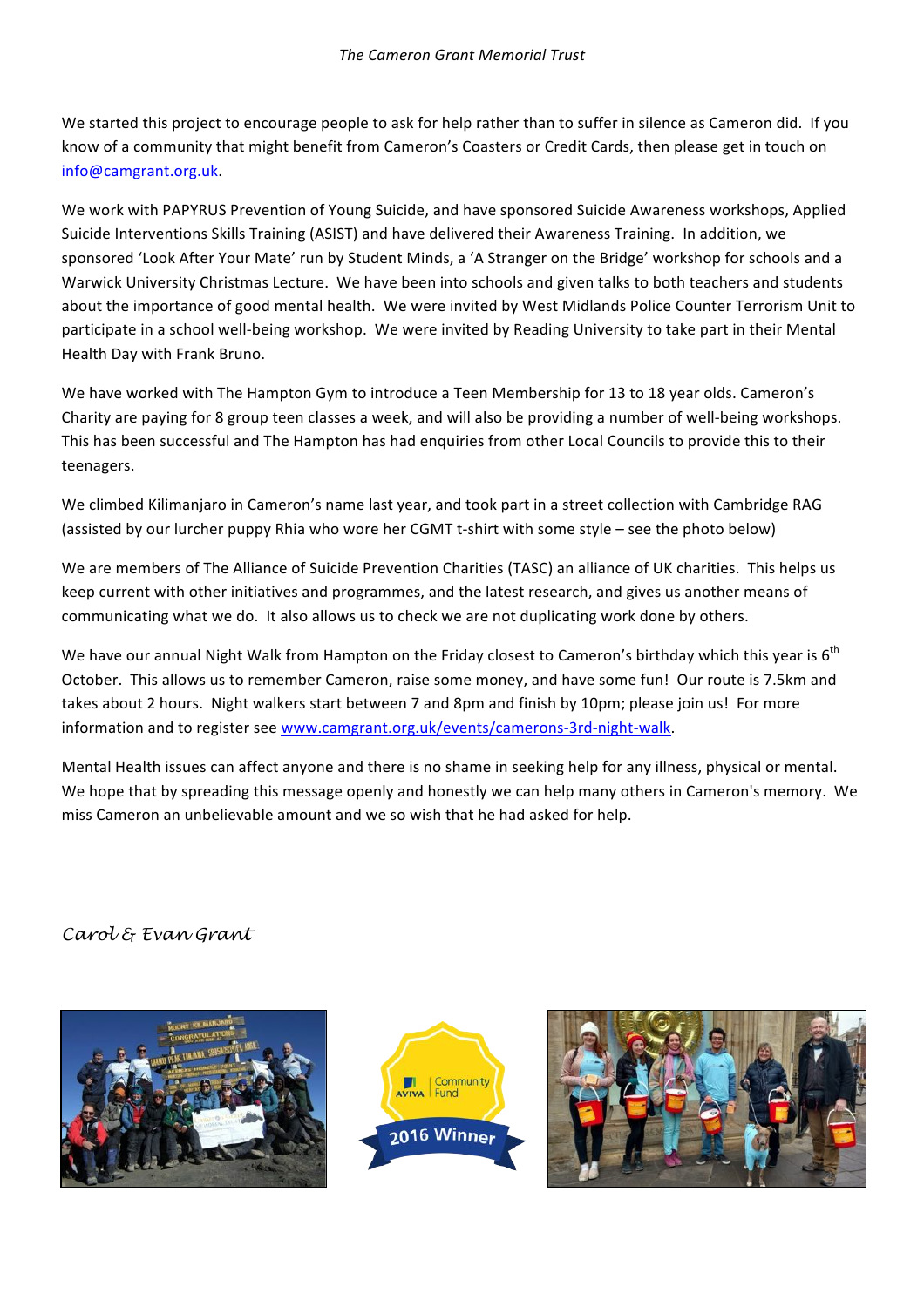We started this project to encourage people to ask for help rather than to suffer in silence as Cameron did. If you know of a community that might benefit from Cameron's Coasters or Credit Cards, then please get in touch on info@camgrant.org.uk.

We work with PAPYRUS Prevention of Young Suicide, and have sponsored Suicide Awareness workshops, Applied Suicide Interventions Skills Training (ASIST) and have delivered their Awareness Training. In addition, we sponsored 'Look After Your Mate' run by Student Minds, a 'A Stranger on the Bridge' workshop for schools and a Warwick University Christmas Lecture. We have been into schools and given talks to both teachers and students about the importance of good mental health. We were invited by West Midlands Police Counter Terrorism Unit to participate in a school well-being workshop. We were invited by Reading University to take part in their Mental Health Day with Frank Bruno.

We have worked with The Hampton Gym to introduce a Teen Membership for 13 to 18 year olds. Cameron's Charity are paying for 8 group teen classes a week, and will also be providing a number of well-being workshops. This has been successful and The Hampton has had enquiries from other Local Councils to provide this to their teenagers.

We climbed Kilimanjaro in Cameron's name last year, and took part in a street collection with Cambridge RAG (assisted by our lurcher puppy Rhia who wore her CGMT t-shirt with some style – see the photo below)

We are members of The Alliance of Suicide Prevention Charities (TASC) an alliance of UK charities. This helps us keep current with other initiatives and programmes, and the latest research, and gives us another means of communicating what we do. It also allows us to check we are not duplicating work done by others.

We have our annual Night Walk from Hampton on the Friday closest to Cameron's birthday which this year is 6th October. This allows us to remember Cameron, raise some money, and have some fun! Our route is 7.5km and takes about 2 hours. Night walkers start between 7 and 8pm and finish by 10pm; please join us! For more information and to register see www.camgrant.org.uk/events/camerons-3rd-night-walk.

Mental Health issues can affect anyone and there is no shame in seeking help for any illness, physical or mental. We hope that by spreading this message openly and honestly we can help many others in Cameron's memory. We miss Cameron an unbelievable amount and we so wish that he had asked for help.

*Carol & Evan Grant*